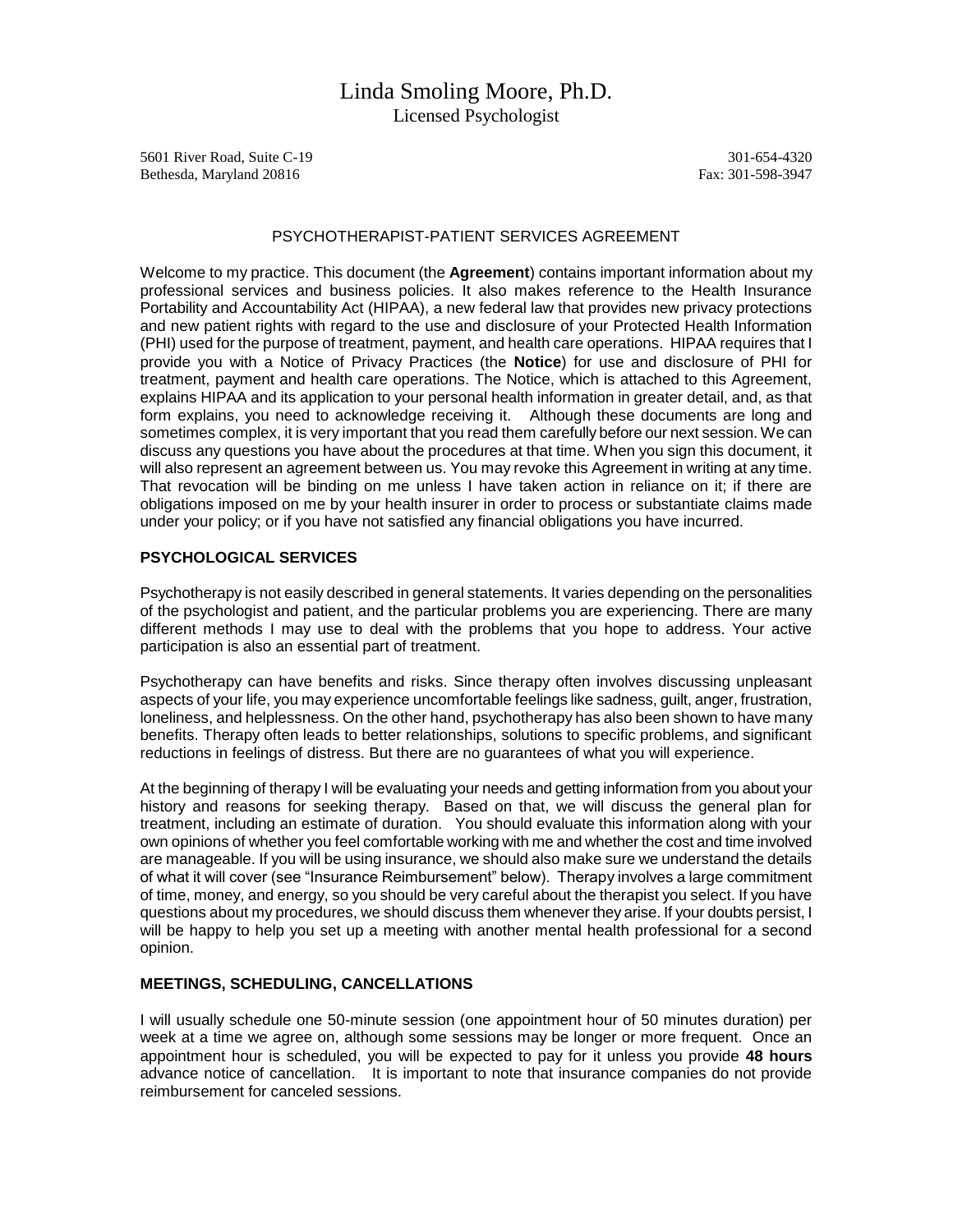# Linda Smoling Moore, Ph.D.

Licensed Psychologist

5601 River Road, Suite C-19
Bethesda, Maryland 20816

301-654-4320
Fax: 301-598-3947

## PSYCHOTHERAPIST-PATIENT SERVICES AGREEMENT

Welcome to my practice. This document (the **Agreement**) contains important information about my professional services and business policies. It also makes reference to the Health Insurance Portability and Accountability Act (HIPAA), a new federal law that provides new privacy protections and new patient rights with regard to the use and disclosure of your Protected Health Information (PHI) used for the purpose of treatment, payment, and health care operations. HIPAA requires that I provide you with a Notice of Privacy Practices (the **Notice**) for use and disclosure of PHI for treatment, payment and health care operations. The Notice, which is attached to this Agreement, explains HIPAA and its application to your personal health information in greater detail, and, as that form explains, you need to acknowledge receiving it. Although these documents are long and sometimes complex, it is very important that you read them carefully before our next session. We can discuss any questions you have about the procedures at that time. When you sign this document, it will also represent an agreement between us. You may revoke this Agreement in writing at any time. That revocation will be binding on me unless I have taken action in reliance on it; if there are obligations imposed on me by your health insurer in order to process or substantiate claims made under your policy; or if you have not satisfied any financial obligations you have incurred.

### PSYCHOLOGICAL SERVICES

Psychotherapy is not easily described in general statements. It varies depending on the personalities of the psychologist and patient, and the particular problems you are experiencing. There are many different methods I may use to deal with the problems that you hope to address. Your active participation is also an essential part of treatment.

Psychotherapy can have benefits and risks. Since therapy often involves discussing unpleasant aspects of your life, you may experience uncomfortable feelings like sadness, guilt, anger, frustration, loneliness, and helplessness. On the other hand, psychotherapy has also been shown to have many benefits. Therapy often leads to better relationships, solutions to specific problems, and significant reductions in feelings of distress. But there are no guarantees of what you will experience.

At the beginning of therapy I will be evaluating your needs and getting information from you about your history and reasons for seeking therapy. Based on that, we will discuss the general plan for treatment, including an estimate of duration. You should evaluate this information along with your own opinions of whether you feel comfortable working with me and whether the cost and time involved are manageable. If you will be using insurance, we should also make sure we understand the details of what it will cover (see "Insurance Reimbursement" below). Therapy involves a large commitment of time, money, and energy, so you should be very careful about the therapist you select. If you have questions about my procedures, we should discuss them whenever they arise. If your doubts persist, I will be happy to help you set up a meeting with another mental health professional for a second opinion.

### MEETINGS, SCHEDULING, CANCELLATIONS

I will usually schedule one 50-minute session (one appointment hour of 50 minutes duration) per week at a time we agree on, although some sessions may be longer or more frequent. Once an appointment hour is scheduled, you will be expected to pay for it unless you provide **48 hours** advance notice of cancellation. It is important to note that insurance companies do not provide reimbursement for canceled sessions.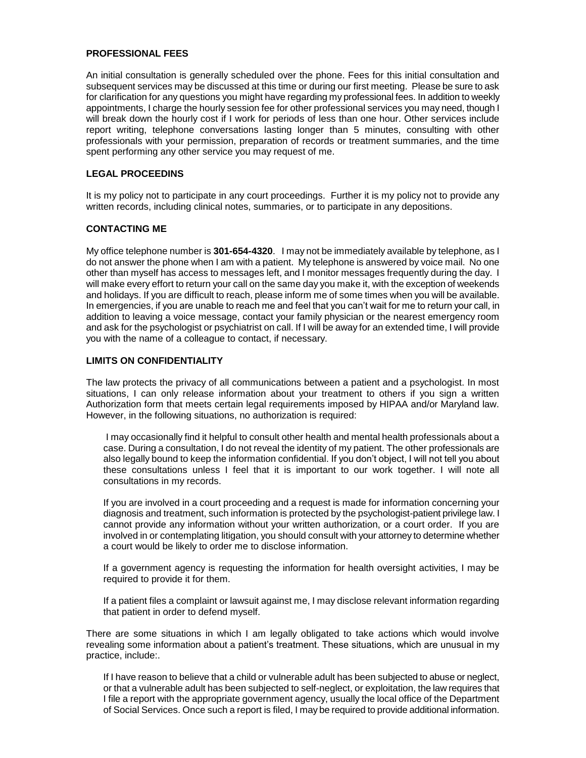## PROFESSIONAL FEES

An initial consultation is generally scheduled over the phone. Fees for this initial consultation and subsequent services may be discussed at this time or during our first meeting. Please be sure to ask for clarification for any questions you might have regarding my professional fees. In addition to weekly appointments, I charge the hourly session fee for other professional services you may need, though I will break down the hourly cost if I work for periods of less than one hour. Other services include report writing, telephone conversations lasting longer than 5 minutes, consulting with other professionals with your permission, preparation of records or treatment summaries, and the time spent performing any other service you may request of me.

## LEGAL PROCEEDINS

It is my policy not to participate in any court proceedings. Further it is my policy not to provide any written records, including clinical notes, summaries, or to participate in any depositions.

## CONTACTING ME

My office telephone number is **301-654-4320**. I may not be immediately available by telephone, as I do not answer the phone when I am with a patient. My telephone is answered by voice mail. No one other than myself has access to messages left, and I monitor messages frequently during the day. I will make every effort to return your call on the same day you make it, with the exception of weekends and holidays. If you are difficult to reach, please inform me of some times when you will be available. In emergencies, if you are unable to reach me and feel that you can't wait for me to return your call, in addition to leaving a voice message, contact your family physician or the nearest emergency room and ask for the psychologist or psychiatrist on call. If I will be away for an extended time, I will provide you with the name of a colleague to contact, if necessary.

## LIMITS ON CONFIDENTIALITY

The law protects the privacy of all communications between a patient and a psychologist. In most situations, I can only release information about your treatment to others if you sign a written Authorization form that meets certain legal requirements imposed by HIPAA and/or Maryland law. However, in the following situations, no authorization is required:

I may occasionally find it helpful to consult other health and mental health professionals about a case. During a consultation, I do not reveal the identity of my patient. The other professionals are also legally bound to keep the information confidential. If you don't object, I will not tell you about these consultations unless I feel that it is important to our work together. I will note all consultations in my records.

If you are involved in a court proceeding and a request is made for information concerning your diagnosis and treatment, such information is protected by the psychologist-patient privilege law. I cannot provide any information without your written authorization, or a court order. If you are involved in or contemplating litigation, you should consult with your attorney to determine whether a court would be likely to order me to disclose information.

If a government agency is requesting the information for health oversight activities, I may be required to provide it for them.

If a patient files a complaint or lawsuit against me, I may disclose relevant information regarding that patient in order to defend myself.

There are some situations in which I am legally obligated to take actions which would involve revealing some information about a patient's treatment. These situations, which are unusual in my practice, include:.

If I have reason to believe that a child or vulnerable adult has been subjected to abuse or neglect, or that a vulnerable adult has been subjected to self-neglect, or exploitation, the law requires that I file a report with the appropriate government agency, usually the local office of the Department of Social Services. Once such a report is filed, I may be required to provide additional information.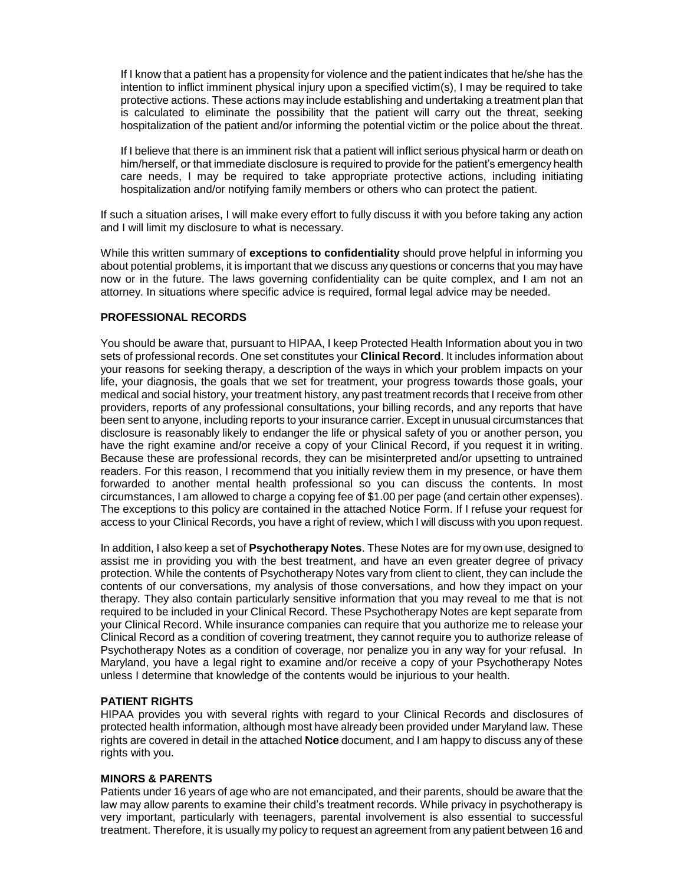If I know that a patient has a propensity for violence and the patient indicates that he/she has the intention to inflict imminent physical injury upon a specified victim(s), I may be required to take protective actions. These actions may include establishing and undertaking a treatment plan that is calculated to eliminate the possibility that the patient will carry out the threat, seeking hospitalization of the patient and/or informing the potential victim or the police about the threat.

If I believe that there is an imminent risk that a patient will inflict serious physical harm or death on him/herself, or that immediate disclosure is required to provide for the patient's emergency health care needs, I may be required to take appropriate protective actions, including initiating hospitalization and/or notifying family members or others who can protect the patient.

If such a situation arises, I will make every effort to fully discuss it with you before taking any action and I will limit my disclosure to what is necessary.

While this written summary of **exceptions to confidentiality** should prove helpful in informing you about potential problems, it is important that we discuss any questions or concerns that you may have now or in the future. The laws governing confidentiality can be quite complex, and I am not an attorney. In situations where specific advice is required, formal legal advice may be needed.

**PROFESSIONAL RECORDS**

You should be aware that, pursuant to HIPAA, I keep Protected Health Information about you in two sets of professional records. One set constitutes your **Clinical Record**. It includes information about your reasons for seeking therapy, a description of the ways in which your problem impacts on your life, your diagnosis, the goals that we set for treatment, your progress towards those goals, your medical and social history, your treatment history, any past treatment records that I receive from other providers, reports of any professional consultations, your billing records, and any reports that have been sent to anyone, including reports to your insurance carrier. Except in unusual circumstances that disclosure is reasonably likely to endanger the life or physical safety of you or another person, you have the right examine and/or receive a copy of your Clinical Record, if you request it in writing. Because these are professional records, they can be misinterpreted and/or upsetting to untrained readers. For this reason, I recommend that you initially review them in my presence, or have them forwarded to another mental health professional so you can discuss the contents. In most circumstances, I am allowed to charge a copying fee of $1.00 per page (and certain other expenses). The exceptions to this policy are contained in the attached Notice Form. If I refuse your request for access to your Clinical Records, you have a right of review, which I will discuss with you upon request.

In addition, I also keep a set of **Psychotherapy Notes**. These Notes are for my own use, designed to assist me in providing you with the best treatment, and have an even greater degree of privacy protection. While the contents of Psychotherapy Notes vary from client to client, they can include the contents of our conversations, my analysis of those conversations, and how they impact on your therapy. They also contain particularly sensitive information that you may reveal to me that is not required to be included in your Clinical Record. These Psychotherapy Notes are kept separate from your Clinical Record. While insurance companies can require that you authorize me to release your Clinical Record as a condition of covering treatment, they cannot require you to authorize release of Psychotherapy Notes as a condition of coverage, nor penalize you in any way for your refusal. In Maryland, you have a legal right to examine and/or receive a copy of your Psychotherapy Notes unless I determine that knowledge of the contents would be injurious to your health.

**PATIENT RIGHTS**

HIPAA provides you with several rights with regard to your Clinical Records and disclosures of protected health information, although most have already been provided under Maryland law. These rights are covered in detail in the attached **Notice** document, and I am happy to discuss any of these rights with you.

**MINORS & PARENTS**

Patients under 16 years of age who are not emancipated, and their parents, should be aware that the law may allow parents to examine their child's treatment records. While privacy in psychotherapy is very important, particularly with teenagers, parental involvement is also essential to successful treatment. Therefore, it is usually my policy to request an agreement from any patient between 16 and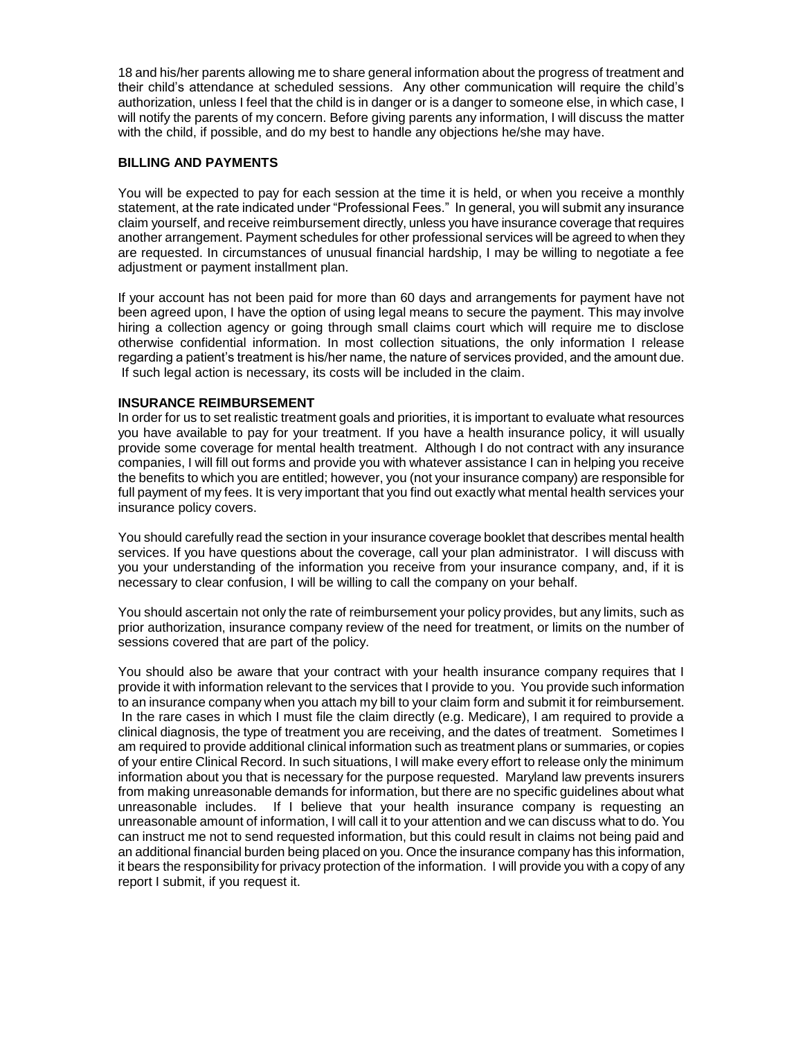18 and his/her parents allowing me to share general information about the progress of treatment and their child's attendance at scheduled sessions. Any other communication will require the child's authorization, unless I feel that the child is in danger or is a danger to someone else, in which case, I will notify the parents of my concern. Before giving parents any information, I will discuss the matter with the child, if possible, and do my best to handle any objections he/she may have.

**BILLING AND PAYMENTS**

You will be expected to pay for each session at the time it is held, or when you receive a monthly statement, at the rate indicated under "Professional Fees." In general, you will submit any insurance claim yourself, and receive reimbursement directly, unless you have insurance coverage that requires another arrangement. Payment schedules for other professional services will be agreed to when they are requested. In circumstances of unusual financial hardship, I may be willing to negotiate a fee adjustment or payment installment plan.

If your account has not been paid for more than 60 days and arrangements for payment have not been agreed upon, I have the option of using legal means to secure the payment. This may involve hiring a collection agency or going through small claims court which will require me to disclose otherwise confidential information. In most collection situations, the only information I release regarding a patient's treatment is his/her name, the nature of services provided, and the amount due. If such legal action is necessary, its costs will be included in the claim.

**INSURANCE REIMBURSEMENT**

In order for us to set realistic treatment goals and priorities, it is important to evaluate what resources you have available to pay for your treatment. If you have a health insurance policy, it will usually provide some coverage for mental health treatment. Although I do not contract with any insurance companies, I will fill out forms and provide you with whatever assistance I can in helping you receive the benefits to which you are entitled; however, you (not your insurance company) are responsible for full payment of my fees. It is very important that you find out exactly what mental health services your insurance policy covers.

You should carefully read the section in your insurance coverage booklet that describes mental health services. If you have questions about the coverage, call your plan administrator. I will discuss with you your understanding of the information you receive from your insurance company, and, if it is necessary to clear confusion, I will be willing to call the company on your behalf.

You should ascertain not only the rate of reimbursement your policy provides, but any limits, such as prior authorization, insurance company review of the need for treatment, or limits on the number of sessions covered that are part of the policy.

You should also be aware that your contract with your health insurance company requires that I provide it with information relevant to the services that I provide to you. You provide such information to an insurance company when you attach my bill to your claim form and submit it for reimbursement. In the rare cases in which I must file the claim directly (e.g. Medicare), I am required to provide a clinical diagnosis, the type of treatment you are receiving, and the dates of treatment. Sometimes I am required to provide additional clinical information such as treatment plans or summaries, or copies of your entire Clinical Record. In such situations, I will make every effort to release only the minimum information about you that is necessary for the purpose requested. Maryland law prevents insurers from making unreasonable demands for information, but there are no specific guidelines about what unreasonable includes. If I believe that your health insurance company is requesting an unreasonable amount of information, I will call it to your attention and we can discuss what to do. You can instruct me not to send requested information, but this could result in claims not being paid and an additional financial burden being placed on you. Once the insurance company has this information, it bears the responsibility for privacy protection of the information. I will provide you with a copy of any report I submit, if you request it.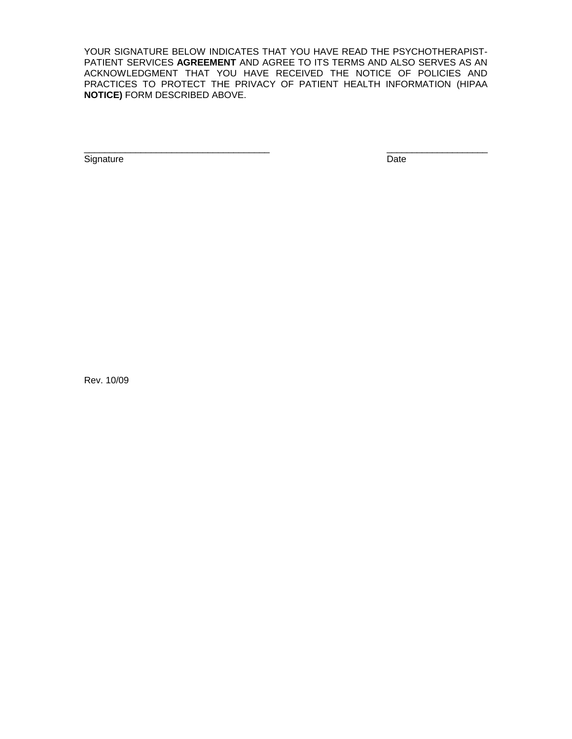YOUR SIGNATURE BELOW INDICATES THAT YOU HAVE READ THE PSYCHOTHERAPIST-PATIENT SERVICES **AGREEMENT** AND AGREE TO ITS TERMS AND ALSO SERVES AS AN ACKNOWLEDGMENT THAT YOU HAVE RECEIVED THE NOTICE OF POLICIES AND PRACTICES TO PROTECT THE PRIVACY OF PATIENT HEALTH INFORMATION (HIPAA **NOTICE)** FORM DESCRIBED ABOVE.

_____________________________________ ____________________

Signature Date

Rev. 10/09